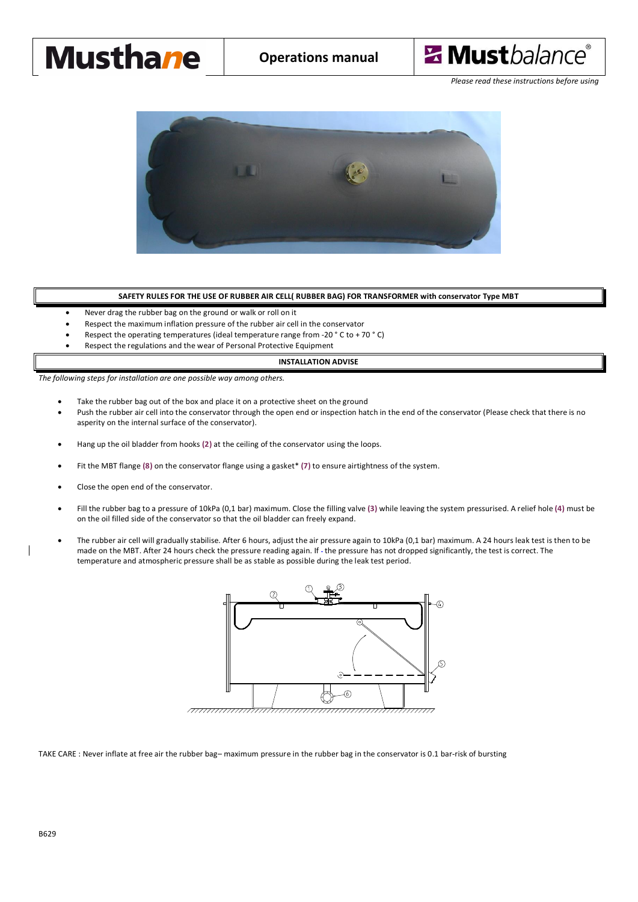Musthane | **Operations manual** | Mustbalance®

*Please read these instructions before using*

**SAFETY RULES FOR THE USE OF RUBBER AIR CELL( RUBBER BAG) FOR TRANSFORMER with conservator Type MBT**

- Never drag the rubber bag on the ground or walk or roll on it
- Respect the maximum inflation pressure of the rubber air cell in the conservator
- Respect the operating temperatures (ideal temperature range from -20 ° C to + 70 ° C)
- Respect the regulations and the wear of Personal Protective Equipment

**INSTALLATION ADVISE**

*The following steps for installation are one possible way among others.*

- Take the rubber bag out of the box and place it on a protective sheet on the ground
- Push the rubber air cell into the conservator through the open end or inspection hatch in the end of the conservator (Please check that there is no asperity on the internal surface of the conservator).
- Hang up the oil bladder from hooks **(2)** at the ceiling of the conservator using the loops.
- Fit the MBT flange **(8)** on the conservator flange using a gasket* **(7)** to ensure airtightness of the system.
- Close the open end of the conservator.
- Fill the rubber bag to a pressure of 10kPa (0,1 bar) maximum. Close the filling valve **(3)** while leaving the system pressurised. A relief hole **(4)** must be on the oil filled side of the conservator so that the oil bladder can freely expand.
- The rubber air cell will gradually stabilise. After 6 hours, adjust the air pressure again to 10kPa (0,1 bar) maximum. A 24 hours leak test is then to be made on the MBT. After 24 hours check the pressure reading again. If - the pressure has not dropped significantly, the test is correct. The temperature and atmospheric pressure shall be as stable as possible during the leak test period.

TAKE CARE : Never inflate at free air the rubber bag– maximum pressure in the rubber bag in the conservator is 0.1 bar-risk of bursting

B629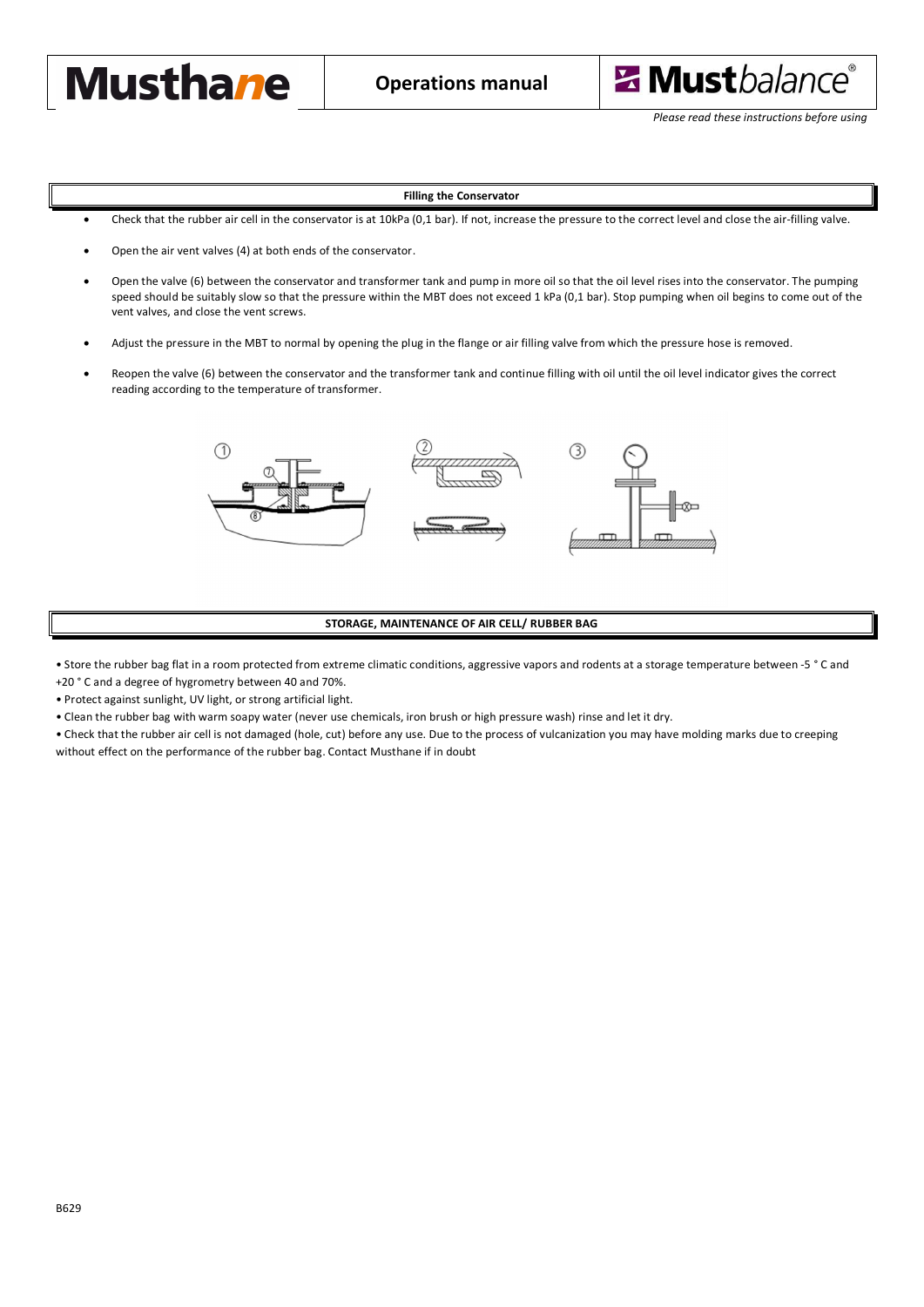## Filling the Conservator

- Check that the rubber air cell in the conservator is at 10kPa (0,1 bar). If not, increase the pressure to the correct level and close the air-filling valve.
- Open the air vent valves (4) at both ends of the conservator.
- Open the valve (6) between the conservator and transformer tank and pump in more oil so that the oil level rises into the conservator. The pumping speed should be suitably slow so that the pressure within the MBT does not exceed 1 kPa (0,1 bar). Stop pumping when oil begins to come out of the vent valves, and close the vent screws.
- Adjust the pressure in the MBT to normal by opening the plug in the flange or air filling valve from which the pressure hose is removed.
- Reopen the valve (6) between the conservator and the transformer tank and continue filling with oil until the oil level indicator gives the correct reading according to the temperature of transformer.

①
⑦
⑧
②
③

## STORAGE, MAINTENANCE OF AIR CELL/ RUBBER BAG

• Store the rubber bag flat in a room protected from extreme climatic conditions, aggressive vapors and rodents at a storage temperature between -5 ° C and +20 ° C and a degree of hygrometry between 40 and 70%.
• Protect against sunlight, UV light, or strong artificial light.
• Clean the rubber bag with warm soapy water (never use chemicals, iron brush or high pressure wash) rinse and let it dry.
• Check that the rubber air cell is not damaged (hole, cut) before any use. Due to the process of vulcanization you may have molding marks due to creeping without effect on the performance of the rubber bag. Contact Musthane if in doubt

B629